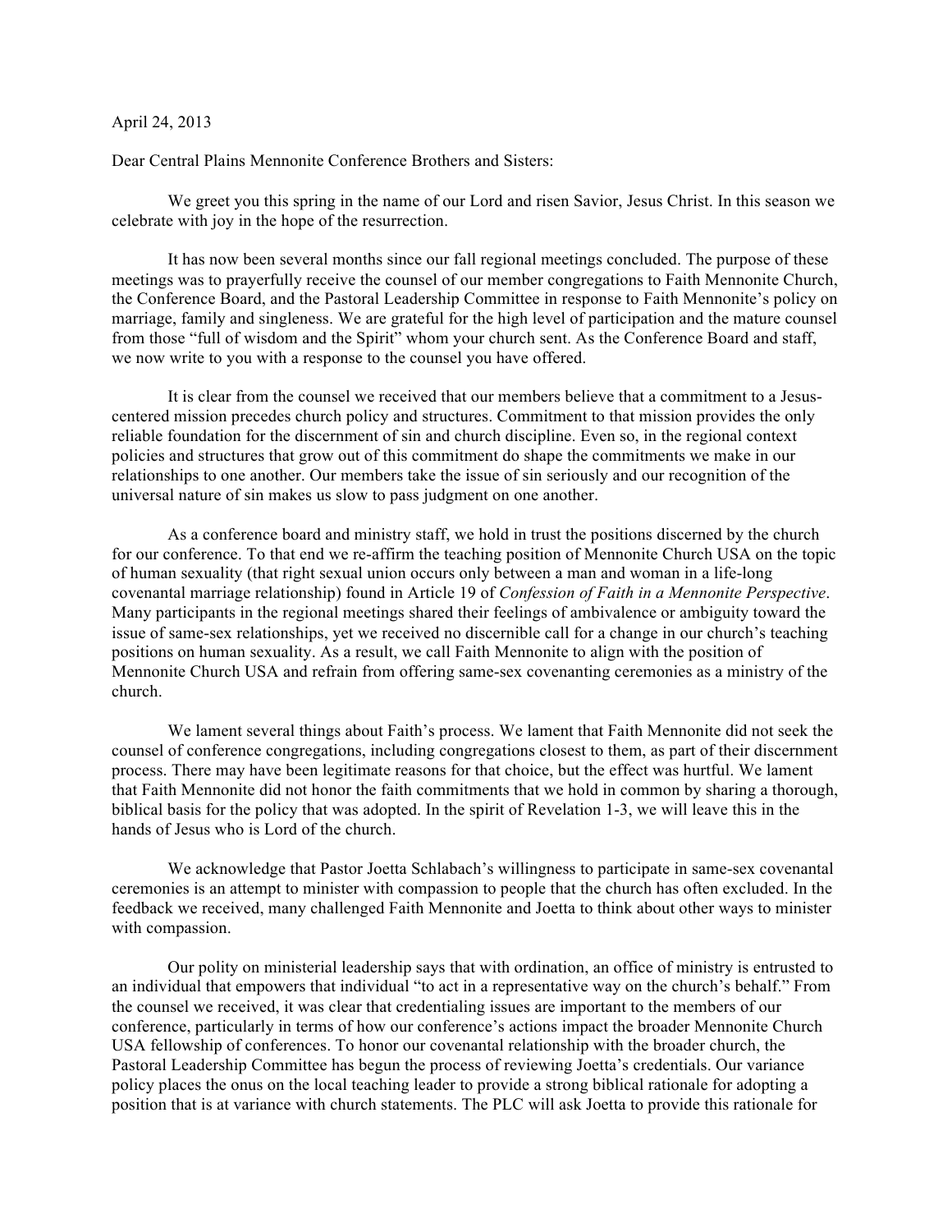April 24, 2013

Dear Central Plains Mennonite Conference Brothers and Sisters:

We greet you this spring in the name of our Lord and risen Savior, Jesus Christ. In this season we celebrate with joy in the hope of the resurrection.

It has now been several months since our fall regional meetings concluded. The purpose of these meetings was to prayerfully receive the counsel of our member congregations to Faith Mennonite Church, the Conference Board, and the Pastoral Leadership Committee in response to Faith Mennonite's policy on marriage, family and singleness. We are grateful for the high level of participation and the mature counsel from those "full of wisdom and the Spirit" whom your church sent. As the Conference Board and staff, we now write to you with a response to the counsel you have offered.

It is clear from the counsel we received that our members believe that a commitment to a Jesus-centered mission precedes church policy and structures. Commitment to that mission provides the only reliable foundation for the discernment of sin and church discipline. Even so, in the regional context policies and structures that grow out of this commitment do shape the commitments we make in our relationships to one another. Our members take the issue of sin seriously and our recognition of the universal nature of sin makes us slow to pass judgment on one another.

As a conference board and ministry staff, we hold in trust the positions discerned by the church for our conference. To that end we re-affirm the teaching position of Mennonite Church USA on the topic of human sexuality (that right sexual union occurs only between a man and woman in a life-long covenantal marriage relationship) found in Article 19 of *Confession of Faith in a Mennonite Perspective*. Many participants in the regional meetings shared their feelings of ambivalence or ambiguity toward the issue of same-sex relationships, yet we received no discernible call for a change in our church's teaching positions on human sexuality. As a result, we call Faith Mennonite to align with the position of Mennonite Church USA and refrain from offering same-sex covenanting ceremonies as a ministry of the church.

We lament several things about Faith's process. We lament that Faith Mennonite did not seek the counsel of conference congregations, including congregations closest to them, as part of their discernment process. There may have been legitimate reasons for that choice, but the effect was hurtful. We lament that Faith Mennonite did not honor the faith commitments that we hold in common by sharing a thorough, biblical basis for the policy that was adopted. In the spirit of Revelation 1-3, we will leave this in the hands of Jesus who is Lord of the church.

We acknowledge that Pastor Joetta Schlabach's willingness to participate in same-sex covenantal ceremonies is an attempt to minister with compassion to people that the church has often excluded. In the feedback we received, many challenged Faith Mennonite and Joetta to think about other ways to minister with compassion.

Our polity on ministerial leadership says that with ordination, an office of ministry is entrusted to an individual that empowers that individual "to act in a representative way on the church's behalf." From the counsel we received, it was clear that credentialing issues are important to the members of our conference, particularly in terms of how our conference's actions impact the broader Mennonite Church USA fellowship of conferences. To honor our covenantal relationship with the broader church, the Pastoral Leadership Committee has begun the process of reviewing Joetta's credentials. Our variance policy places the onus on the local teaching leader to provide a strong biblical rationale for adopting a position that is at variance with church statements. The PLC will ask Joetta to provide this rationale for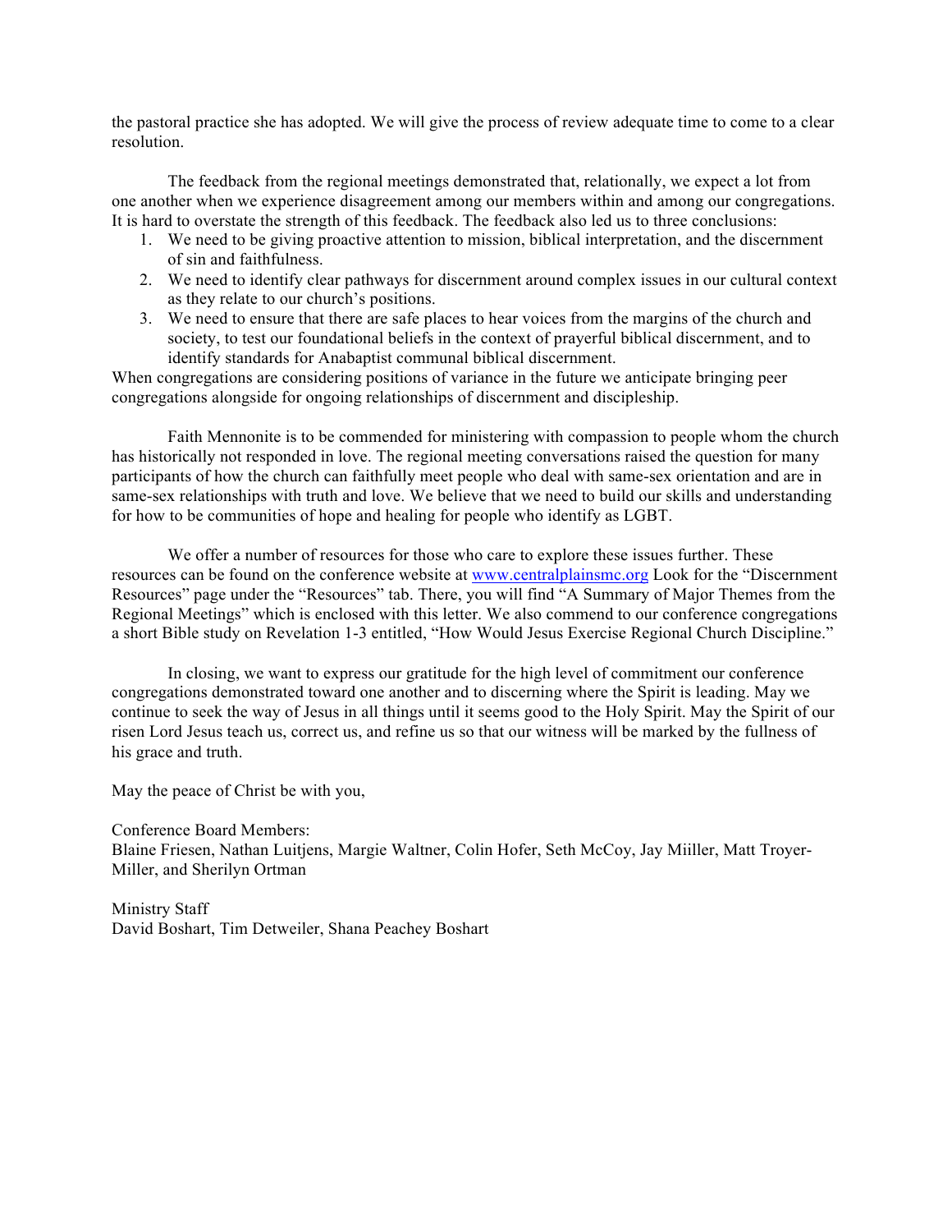the pastoral practice she has adopted. We will give the process of review adequate time to come to a clear resolution.

The feedback from the regional meetings demonstrated that, relationally, we expect a lot from one another when we experience disagreement among our members within and among our congregations. It is hard to overstate the strength of this feedback. The feedback also led us to three conclusions:

1. We need to be giving proactive attention to mission, biblical interpretation, and the discernment of sin and faithfulness.
2. We need to identify clear pathways for discernment around complex issues in our cultural context as they relate to our church's positions.
3. We need to ensure that there are safe places to hear voices from the margins of the church and society, to test our foundational beliefs in the context of prayerful biblical discernment, and to identify standards for Anabaptist communal biblical discernment.

When congregations are considering positions of variance in the future we anticipate bringing peer congregations alongside for ongoing relationships of discernment and discipleship.

Faith Mennonite is to be commended for ministering with compassion to people whom the church has historically not responded in love. The regional meeting conversations raised the question for many participants of how the church can faithfully meet people who deal with same-sex orientation and are in same-sex relationships with truth and love. We believe that we need to build our skills and understanding for how to be communities of hope and healing for people who identify as LGBT.

We offer a number of resources for those who care to explore these issues further. These resources can be found on the conference website at www.centralplainsmc.org Look for the "Discernment Resources" page under the "Resources" tab. There, you will find "A Summary of Major Themes from the Regional Meetings" which is enclosed with this letter. We also commend to our conference congregations a short Bible study on Revelation 1-3 entitled, "How Would Jesus Exercise Regional Church Discipline."

In closing, we want to express our gratitude for the high level of commitment our conference congregations demonstrated toward one another and to discerning where the Spirit is leading. May we continue to seek the way of Jesus in all things until it seems good to the Holy Spirit. May the Spirit of our risen Lord Jesus teach us, correct us, and refine us so that our witness will be marked by the fullness of his grace and truth.

May the peace of Christ be with you,

Conference Board Members:
Blaine Friesen, Nathan Luitjens, Margie Waltner, Colin Hofer, Seth McCoy, Jay Miiller, Matt Troyer-Miller, and Sherilyn Ortman

Ministry Staff
David Boshart, Tim Detweiler, Shana Peachey Boshart